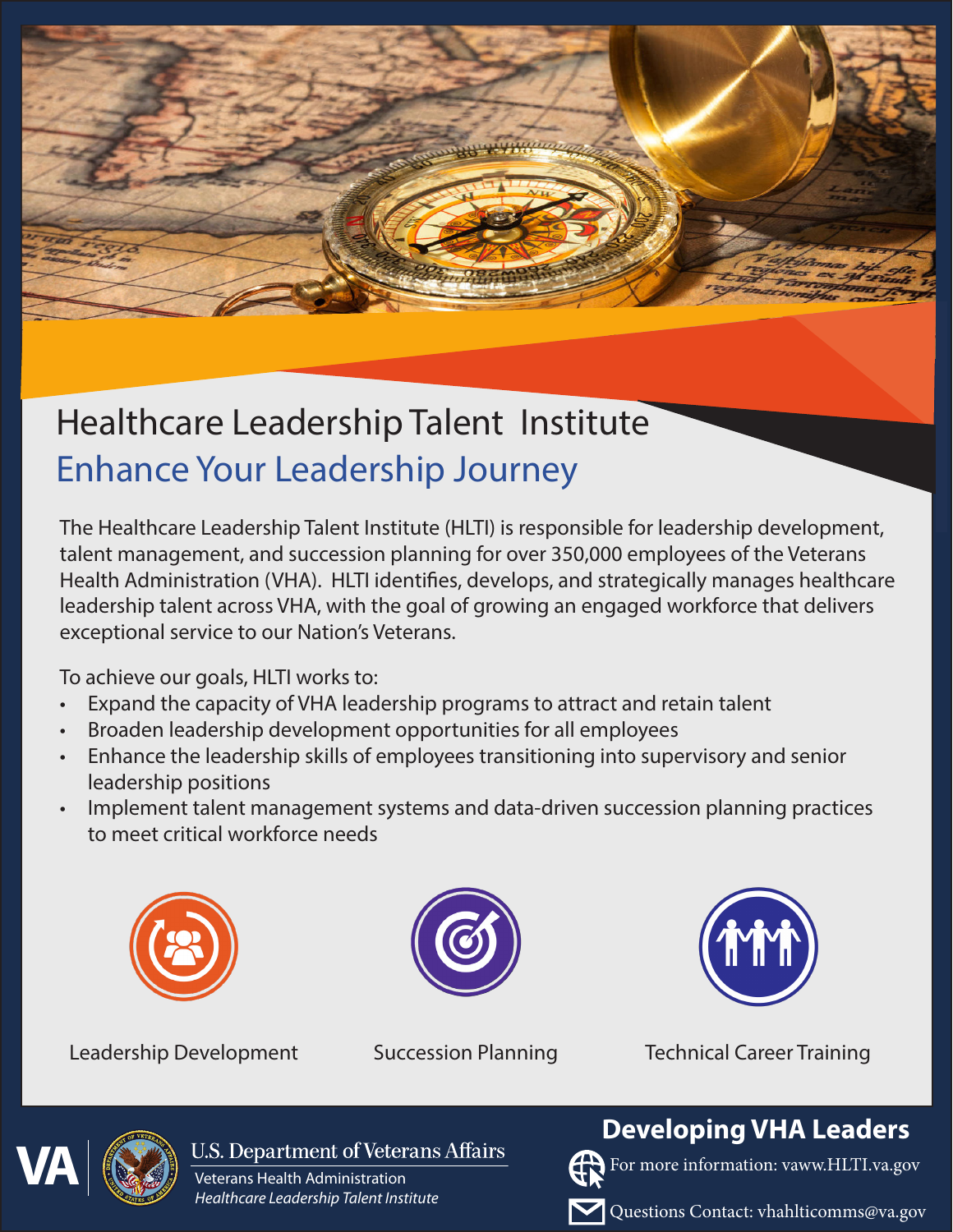# Healthcare Leadership Talent Institute

## Enhance Your Leadership Journey

The Healthcare Leadership Talent Institute (HLTI) is responsible for leadership development, talent management, and succession planning for over 350,000 employees of the Veterans Health Administration (VHA). HLTI identifies, develops, and strategically manages healthcare leadership talent across VHA, with the goal of growing an engaged workforce that delivers exceptional service to our Nation's Veterans.

To achieve our goals, HLTI works to:

- Expand the capacity of VHA leadership programs to attract and retain talent
- Broaden leadership development opportunities for all employees
- Enhance the leadership skills of employees transitioning into supervisory and senior leadership positions
- Implement talent management systems and data-driven succession planning practices to meet critical workforce needs

Leadership Development

Succession Planning

Technical Career Training

VA | U.S. Department of Veterans Affairs

Veterans Health Administration

*Healthcare Leadership Talent Institute*

**Developing VHA Leaders**

For more information: vaww.HLTI.va.gov

Questions Contact: vhahlticomms@va.gov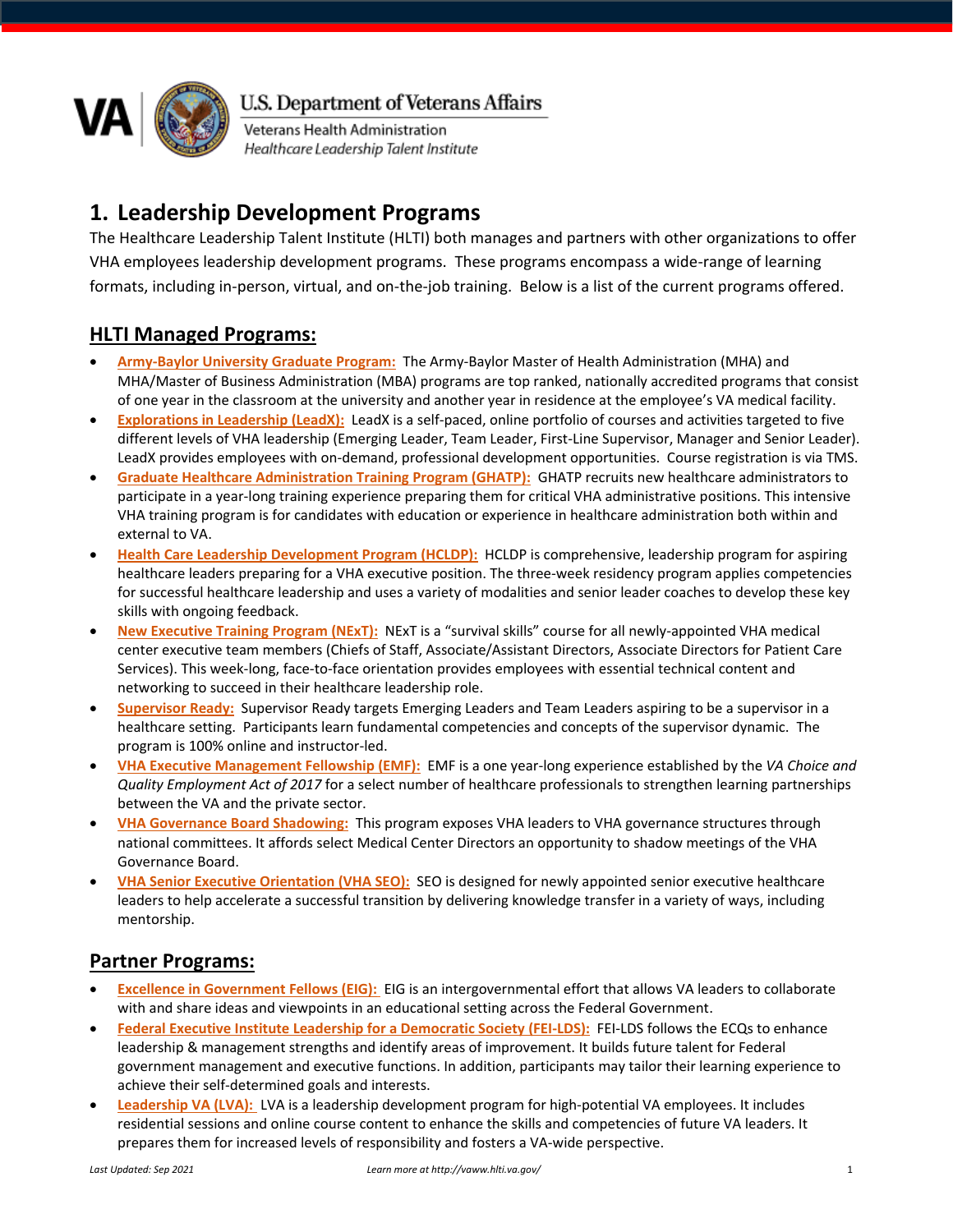U.S. Department of Veterans Affairs

Veterans Health Administration

*Healthcare Leadership Talent Institute*

# 1. Leadership Development Programs

The Healthcare Leadership Talent Institute (HLTI) both manages and partners with other organizations to offer VHA employees leadership development programs. These programs encompass a wide-range of learning formats, including in-person, virtual, and on-the-job training. Below is a list of the current programs offered.

## HLTI Managed Programs:

- **Army-Baylor University Graduate Program:** The Army-Baylor Master of Health Administration (MHA) and MHA/Master of Business Administration (MBA) programs are top ranked, nationally accredited programs that consist of one year in the classroom at the university and another year in residence at the employee's VA medical facility.
- **Explorations in Leadership (LeadX):** LeadX is a self-paced, online portfolio of courses and activities targeted to five different levels of VHA leadership (Emerging Leader, Team Leader, First-Line Supervisor, Manager and Senior Leader). LeadX provides employees with on-demand, professional development opportunities. Course registration is via TMS.
- **Graduate Healthcare Administration Training Program (GHATP):** GHATP recruits new healthcare administrators to participate in a year-long training experience preparing them for critical VHA administrative positions. This intensive VHA training program is for candidates with education or experience in healthcare administration both within and external to VA.
- **Health Care Leadership Development Program (HCLDP):** HCLDP is comprehensive, leadership program for aspiring healthcare leaders preparing for a VHA executive position. The three-week residency program applies competencies for successful healthcare leadership and uses a variety of modalities and senior leader coaches to develop these key skills with ongoing feedback.
- **New Executive Training Program (NExT):** NExT is a "survival skills" course for all newly-appointed VHA medical center executive team members (Chiefs of Staff, Associate/Assistant Directors, Associate Directors for Patient Care Services). This week-long, face-to-face orientation provides employees with essential technical content and networking to succeed in their healthcare leadership role.
- **Supervisor Ready:** Supervisor Ready targets Emerging Leaders and Team Leaders aspiring to be a supervisor in a healthcare setting. Participants learn fundamental competencies and concepts of the supervisor dynamic. The program is 100% online and instructor-led.
- **VHA Executive Management Fellowship (EMF):** EMF is a one year-long experience established by the *VA Choice and Quality Employment Act of 2017* for a select number of healthcare professionals to strengthen learning partnerships between the VA and the private sector.
- **VHA Governance Board Shadowing:** This program exposes VHA leaders to VHA governance structures through national committees. It affords select Medical Center Directors an opportunity to shadow meetings of the VHA Governance Board.
- **VHA Senior Executive Orientation (VHA SEO):** SEO is designed for newly appointed senior executive healthcare leaders to help accelerate a successful transition by delivering knowledge transfer in a variety of ways, including mentorship.

## Partner Programs:

- **Excellence in Government Fellows (EIG):** EIG is an intergovernmental effort that allows VA leaders to collaborate with and share ideas and viewpoints in an educational setting across the Federal Government.
- **Federal Executive Institute Leadership for a Democratic Society (FEI-LDS):** FEI-LDS follows the ECQs to enhance leadership & management strengths and identify areas of improvement. It builds future talent for Federal government management and executive functions. In addition, participants may tailor their learning experience to achieve their self-determined goals and interests.
- **Leadership VA (LVA):** LVA is a leadership development program for high-potential VA employees. It includes residential sessions and online course content to enhance the skills and competencies of future VA leaders. It prepares them for increased levels of responsibility and fosters a VA-wide perspective.

*Last Updated: Sep 2021* *Learn more at http://vaww.hlti.va.gov/*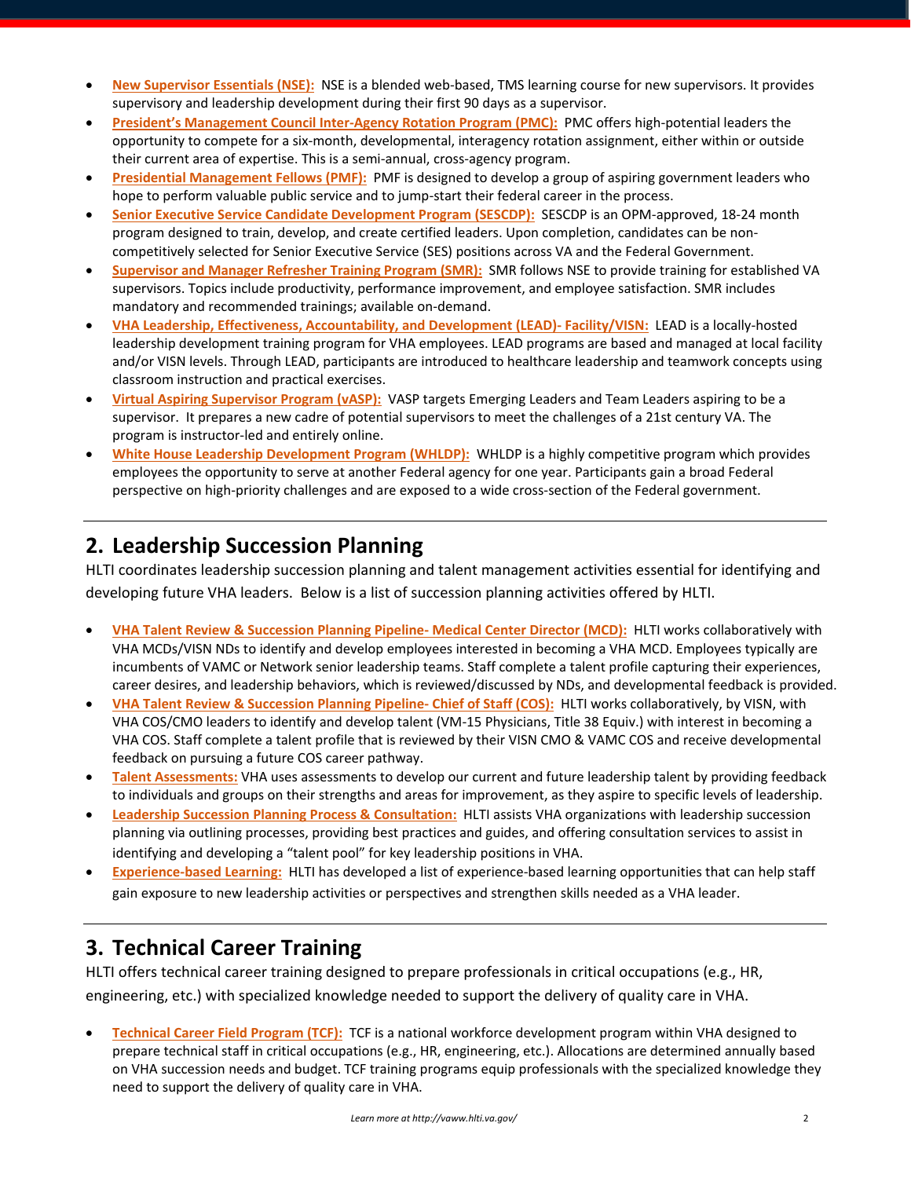- **New Supervisor Essentials (NSE):** NSE is a blended web-based, TMS learning course for new supervisors. It provides supervisory and leadership development during their first 90 days as a supervisor.
- **President's Management Council Inter-Agency Rotation Program (PMC):** PMC offers high-potential leaders the opportunity to compete for a six-month, developmental, interagency rotation assignment, either within or outside their current area of expertise. This is a semi-annual, cross-agency program.
- **Presidential Management Fellows (PMF):** PMF is designed to develop a group of aspiring government leaders who hope to perform valuable public service and to jump-start their federal career in the process.
- **Senior Executive Service Candidate Development Program (SESCDP):** SESCDP is an OPM-approved, 18-24 month program designed to train, develop, and create certified leaders. Upon completion, candidates can be non-competitively selected for Senior Executive Service (SES) positions across VA and the Federal Government.
- **Supervisor and Manager Refresher Training Program (SMR):** SMR follows NSE to provide training for established VA supervisors. Topics include productivity, performance improvement, and employee satisfaction. SMR includes mandatory and recommended trainings; available on-demand.
- **VHA Leadership, Effectiveness, Accountability, and Development (LEAD)- Facility/VISN:** LEAD is a locally-hosted leadership development training program for VHA employees. LEAD programs are based and managed at local facility and/or VISN levels. Through LEAD, participants are introduced to healthcare leadership and teamwork concepts using classroom instruction and practical exercises.
- **Virtual Aspiring Supervisor Program (vASP):** VASP targets Emerging Leaders and Team Leaders aspiring to be a supervisor. It prepares a new cadre of potential supervisors to meet the challenges of a 21st century VA. The program is instructor-led and entirely online.
- **White House Leadership Development Program (WHLDP):** WHLDP is a highly competitive program which provides employees the opportunity to serve at another Federal agency for one year. Participants gain a broad Federal perspective on high-priority challenges and are exposed to a wide cross-section of the Federal government.

---

## 2. Leadership Succession Planning

HLTI coordinates leadership succession planning and talent management activities essential for identifying and developing future VHA leaders. Below is a list of succession planning activities offered by HLTI.

- **VHA Talent Review & Succession Planning Pipeline- Medical Center Director (MCD):** HLTI works collaboratively with VHA MCDs/VISN NDs to identify and develop employees interested in becoming a VHA MCD. Employees typically are incumbents of VAMC or Network senior leadership teams. Staff complete a talent profile capturing their experiences, career desires, and leadership behaviors, which is reviewed/discussed by NDs, and developmental feedback is provided.
- **VHA Talent Review & Succession Planning Pipeline- Chief of Staff (COS):** HLTI works collaboratively, by VISN, with VHA COS/CMO leaders to identify and develop talent (VM-15 Physicians, Title 38 Equiv.) with interest in becoming a VHA COS. Staff complete a talent profile that is reviewed by their VISN CMO & VAMC COS and receive developmental feedback on pursuing a future COS career pathway.
- **Talent Assessments:** VHA uses assessments to develop our current and future leadership talent by providing feedback to individuals and groups on their strengths and areas for improvement, as they aspire to specific levels of leadership.
- **Leadership Succession Planning Process & Consultation:** HLTI assists VHA organizations with leadership succession planning via outlining processes, providing best practices and guides, and offering consultation services to assist in identifying and developing a "talent pool" for key leadership positions in VHA.
- **Experience-based Learning:** HLTI has developed a list of experience-based learning opportunities that can help staff gain exposure to new leadership activities or perspectives and strengthen skills needed as a VHA leader.

---

## 3. Technical Career Training

HLTI offers technical career training designed to prepare professionals in critical occupations (e.g., HR, engineering, etc.) with specialized knowledge needed to support the delivery of quality care in VHA.

- **Technical Career Field Program (TCF):** TCF is a national workforce development program within VHA designed to prepare technical staff in critical occupations (e.g., HR, engineering, etc.). Allocations are determined annually based on VHA succession needs and budget. TCF training programs equip professionals with the specialized knowledge they need to support the delivery of quality care in VHA.

*Learn more at http://vaww.hlti.va.gov/*